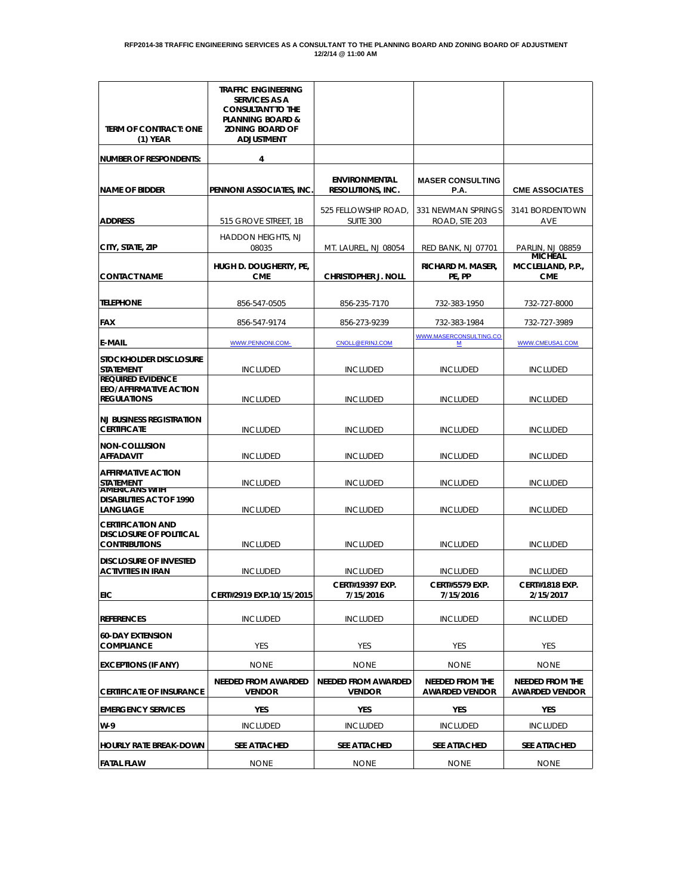**RFP2014-38 TRAFFIC ENGINEERING SERVICES AS A CONSULTANT TO THE PLANNING BOARD AND ZONING BOARD OF ADJUSTMENT**
**12/2/14 @ 11:00 AM**

| TERM OF CONTRACT: ONE (1) YEAR | TRAFFIC ENGINEERING SERVICES AS A CONSULTANT TO THE PLANNING BOARD & ZONING BOARD OF ADJUSTMENT | | | |
|---|---|---|---|---|
| NUMBER OF RESPONDENTS: | 4 | | | |
| NAME OF BIDDER | PENNONI ASSOCIATES, INC. | ENVIRONMENTAL RESOLUTIONS, INC. | MASER CONSULTING P.A. | CME ASSOCIATES |
| ADDRESS | 515 GROVE STREET, 1B | 525 FELLOWSHIP ROAD, SUITE 300 | 331 NEWMAN SPRINGS ROAD, STE 203 | 3141 BORDENTOWN AVE |
| CITY, STATE, ZIP | HADDON HEIGHTS, NJ 08035 | MT. LAUREL, NJ 08054 | RED BANK, NJ 07701 | PARLIN, NJ 08859 |
| CONTACT NAME | HUGH D. DOUGHERTY, PE, CME | CHRISTOPHER J. NOLL | RICHARD M. MASER, PE, PP | MICHEAL MCCLELLAND, P.P., CME |
| TELEPHONE | 856-547-0505 | 856-235-7170 | 732-383-1950 | 732-727-8000 |
| FAX | 856-547-9174 | 856-273-9239 | 732-383-1984 | 732-727-3989 |
| E-MAIL | WWW.PENNONI.COM- | CNOLL@ERINJ.COM | WWW.MASERCONSULTING.COM | WWW.CMEUSA1.COM |
| STOCKHOLDER DISCLOSURE STATEMENT | INCLUDED | INCLUDED | INCLUDED | INCLUDED |
| REQUIRED EVIDENCE EEO/AFFIRMATIVE ACTION REGULATIONS | INCLUDED | INCLUDED | INCLUDED | INCLUDED |
| NJ BUSINESS REGISTRATION CERTIFICATE | INCLUDED | INCLUDED | INCLUDED | INCLUDED |
| NON-COLLUSION AFFADAVIT | INCLUDED | INCLUDED | INCLUDED | INCLUDED |
| AFFIRMATIVE ACTION STATEMENT | INCLUDED | INCLUDED | INCLUDED | INCLUDED |
| AMERICANS WITH DISABILITIES ACT OF 1990 LANGUAGE | INCLUDED | INCLUDED | INCLUDED | INCLUDED |
| CERTIFICATION AND DISCLOSURE OF POLITICAL CONTRIBUTIONS | INCLUDED | INCLUDED | INCLUDED | INCLUDED |
| DISCLOSURE OF INVESTED ACTIVITIES IN IRAN | INCLUDED | INCLUDED | INCLUDED | INCLUDED |
| EIC | CERT#2919 EXP.10/15/2015 | CERT#19397 EXP. 7/15/2016 | CERT#5579 EXP. 7/15/2016 | CERT#1818 EXP. 2/15/2017 |
| REFERENCES | INCLUDED | INCLUDED | INCLUDED | INCLUDED |
| 60-DAY EXTENSION COMPLIANCE | YES | YES | YES | YES |
| EXCEPTIONS (IF ANY) | NONE | NONE | NONE | NONE |
| CERTIFICATE OF INSURANCE | NEEDED FROM AWARDED VENDOR | NEEDED FROM AWARDED VENDOR | NEEDED FROM THE AWARDED VENDOR | NEEDED FROM THE AWARDED VENDOR |
| EMERGENCY SERVICES | YES | YES | YES | YES |
| W-9 | INCLUDED | INCLUDED | INCLUDED | INCLUDED |
| HOURLY RATE BREAK-DOWN | SEE ATTACHED | SEE ATTACHED | SEE ATTACHED | SEE ATTACHED |
| FATAL FLAW | NONE | NONE | NONE | NONE |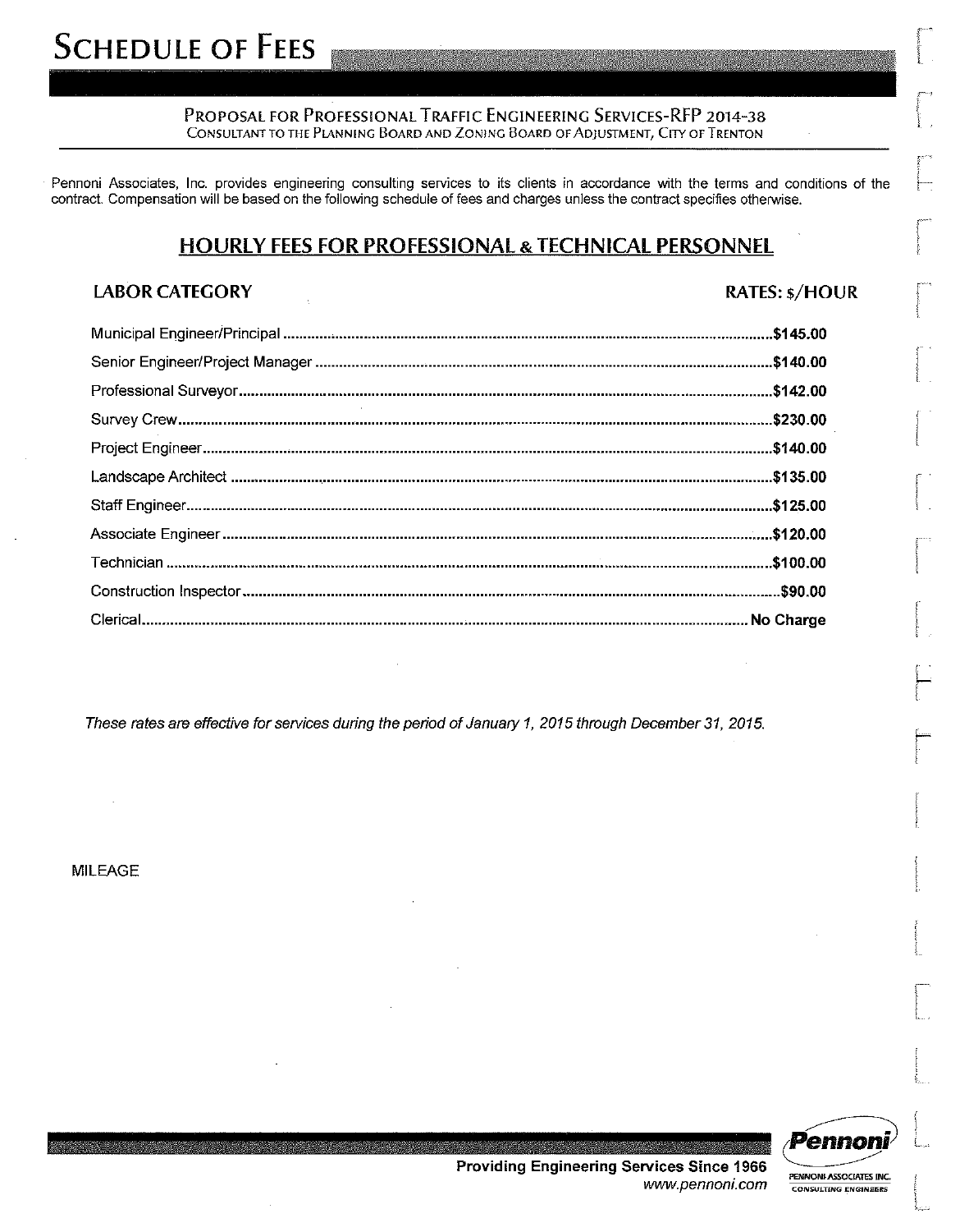# SCHEDULE OF FEES

PROPOSAL FOR PROFESSIONAL TRAFFIC ENGINEERING SERVICES-RFP 2014-38
CONSULTANT TO THE PLANNING BOARD AND ZONING BOARD OF ADJUSTMENT, CITY OF TRENTON

Pennoni Associates, Inc. provides engineering consulting services to its clients in accordance with the terms and conditions of the contract. Compensation will be based on the following schedule of fees and charges unless the contract specifies otherwise.

## HOURLY FEES FOR PROFESSIONAL & TECHNICAL PERSONNEL

| LABOR CATEGORY | RATES: $/HOUR |
|---|---|
| Municipal Engineer/Principal | $145.00 |
| Senior Engineer/Project Manager | $140.00 |
| Professional Surveyor | $142.00 |
| Survey Crew | $230.00 |
| Project Engineer | $140.00 |
| Landscape Architect | $135.00 |
| Staff Engineer | $125.00 |
| Associate Engineer | $120.00 |
| Technician | $100.00 |
| Construction Inspector | $90.00 |
| Clerical | No Charge |

*These rates are effective for services during the period of January 1, 2015 through December 31, 2015.*

MILEAGE

Providing Engineering Services Since 1966
www.pennoni.com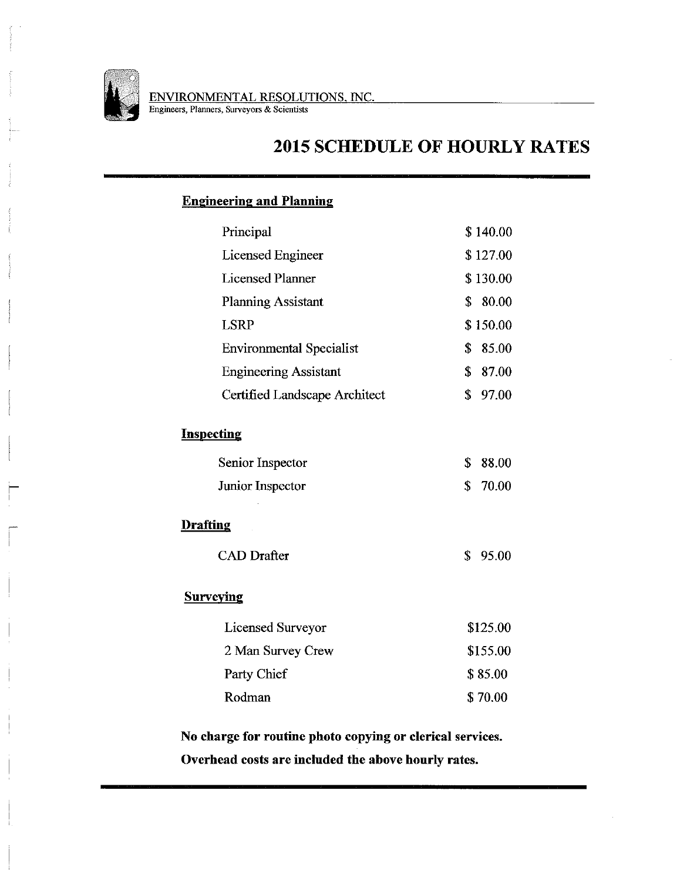ENVIRONMENTAL RESOLUTIONS, INC.
Engineers, Planners, Surveyors & Scientists

# 2015 SCHEDULE OF HOURLY RATES

## Engineering and Planning

| | |
|---|---|
| Principal | $ 140.00 |
| Licensed Engineer | $ 127.00 |
| Licensed Planner | $ 130.00 |
| Planning Assistant | $ 80.00 |
| LSRP | $ 150.00 |
| Environmental Specialist | $ 85.00 |
| Engineering Assistant | $ 87.00 |
| Certified Landscape Architect | $ 97.00 |

## Inspecting

| | |
|---|---|
| Senior Inspector | $ 88.00 |
| Junior Inspector | $ 70.00 |

## Drafting

| | |
|---|---|
| CAD Drafter | $ 95.00 |

## Surveying

| | |
|---|---|
| Licensed Surveyor | $125.00 |
| 2 Man Survey Crew | $155.00 |
| Party Chief | $ 85.00 |
| Rodman | $ 70.00 |

**No charge for routine photo copying or clerical services.**

**Overhead costs are included the above hourly rates.**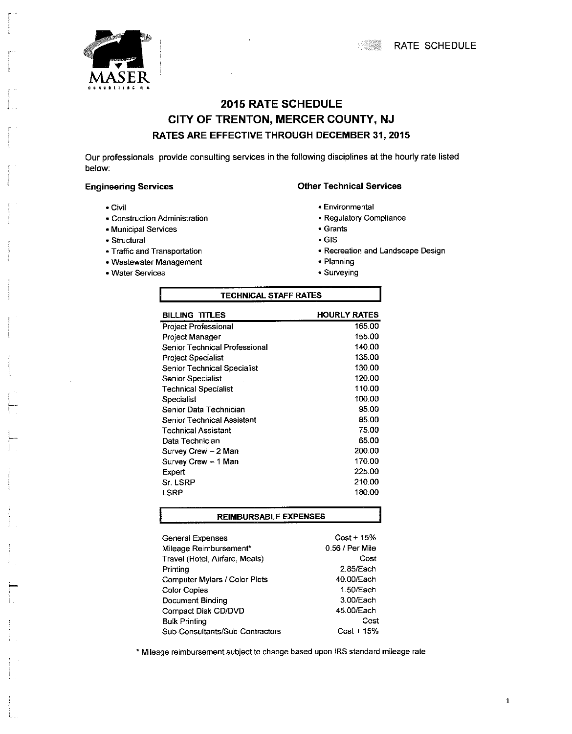RATE SCHEDULE

MASER
CONSULTING P.A.

# 2015 RATE SCHEDULE
## CITY OF TRENTON, MERCER COUNTY, NJ
### RATES ARE EFFECTIVE THROUGH DECEMBER 31, 2015

Our professionals provide consulting services in the following disciplines at the hourly rate listed below:

**Engineering Services**

- Civil
- Construction Administration
- Municipal Services
- Structural
- Traffic and Transportation
- Wastewater Management
- Water Services

**Other Technical Services**

- Environmental
- Regulatory Compliance
- Grants
- GIS
- Recreation and Landscape Design
- Planning
- Surveying

**TECHNICAL STAFF RATES**

| BILLING TITLES | HOURLY RATES |
|---|---|
| Project Professional | 165.00 |
| Project Manager | 155.00 |
| Senior Technical Professional | 140.00 |
| Project Specialist | 135.00 |
| Senior Technical Specialist | 130.00 |
| Senior Specialist | 120.00 |
| Technical Specialist | 110.00 |
| Specialist | 100.00 |
| Senior Data Technician | 95.00 |
| Senior Technical Assistant | 85.00 |
| Technical Assistant | 75.00 |
| Data Technician | 65.00 |
| Survey Crew – 2 Man | 200.00 |
| Survey Crew – 1 Man | 170.00 |
| Expert | 225.00 |
| Sr. LSRP | 210.00 |
| LSRP | 180.00 |

**REIMBURSABLE EXPENSES**

| Expense | Rate |
|---|---|
| General Expenses | Cost + 15% |
| Mileage Reimbursement* | 0.56 / Per Mile |
| Travel (Hotel, Airfare, Meals) | Cost |
| Printing | 2.85/Each |
| Computer Mylars / Color Plots | 40.00/Each |
| Color Copies | 1.50/Each |
| Document Binding | 3.00/Each |
| Compact Disk CD/DVD | 45.00/Each |
| Bulk Printing | Cost |
| Sub-Consultants/Sub-Contractors | Cost + 15% |

* Mileage reimbursement subject to change based upon IRS standard mileage rate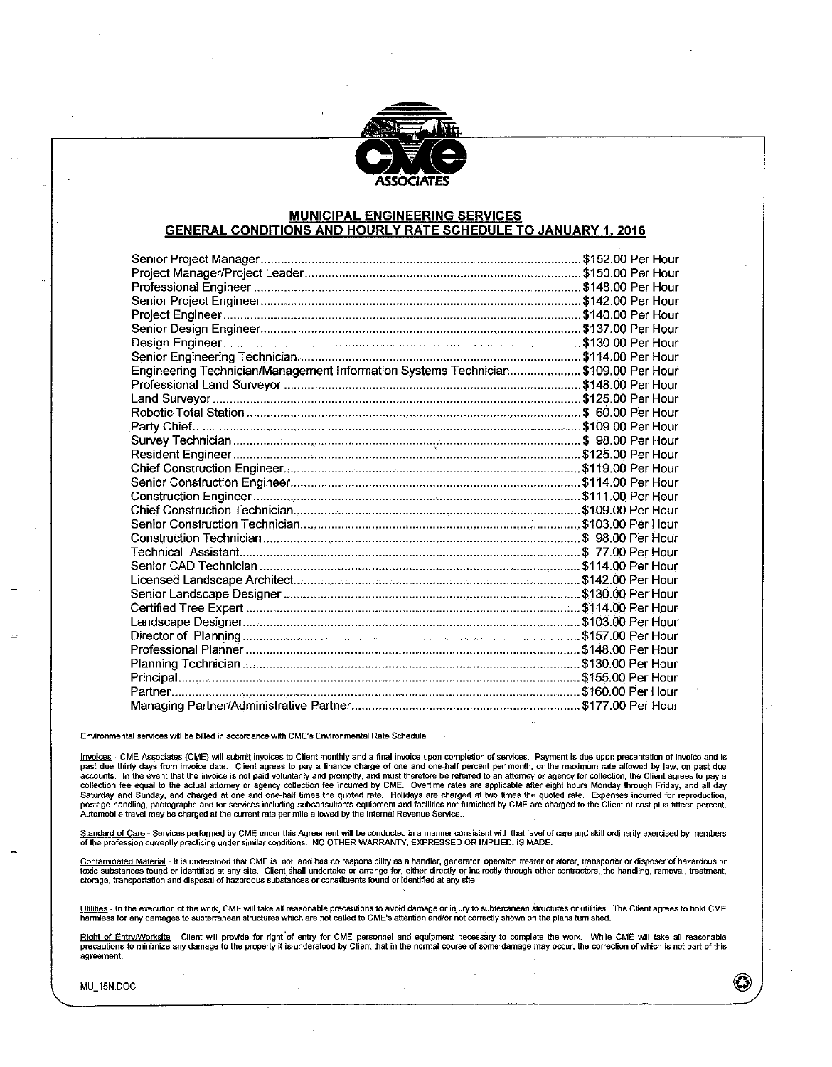## MUNICIPAL ENGINEERING SERVICES
## GENERAL CONDITIONS AND HOURLY RATE SCHEDULE TO JANUARY 1, 2016

| | |
|---|---|
| Senior Project Manager | $152.00 Per Hour |
| Project Manager/Project Leader | $150.00 Per Hour |
| Professional Engineer | $148.00 Per Hour |
| Senior Project Engineer | $142.00 Per Hour |
| Project Engineer | $140.00 Per Hour |
| Senior Design Engineer | $137.00 Per Hour |
| Design Engineer | $130.00 Per Hour |
| Senior Engineering Technician | $114.00 Per Hour |
| Engineering Technician/Management Information Systems Technician | $109.00 Per Hour |
| Professional Land Surveyor | $148.00 Per Hour |
| Land Surveyor | $125.00 Per Hour |
| Robotic Total Station | $ 60.00 Per Hour |
| Party Chief | $109.00 Per Hour |
| Survey Technician | $ 98.00 Per Hour |
| Resident Engineer | $125.00 Per Hour |
| Chief Construction Engineer | $119.00 Per Hour |
| Senior Construction Engineer | $114.00 Per Hour |
| Construction Engineer | $111.00 Per Hour |
| Chief Construction Technician | $109.00 Per Hour |
| Senior Construction Technician | $103.00 Per Hour |
| Construction Technician | $ 98.00 Per Hour |
| Technical Assistant | $ 77.00 Per Hour |
| Senior CAD Technician | $114.00 Per Hour |
| Licensed Landscape Architect | $142.00 Per Hour |
| Senior Landscape Designer | $130.00 Per Hour |
| Certified Tree Expert | $114.00 Per Hour |
| Landscape Designer | $103.00 Per Hour |
| Director of Planning | $157.00 Per Hour |
| Professional Planner | $148.00 Per Hour |
| Planning Technician | $130.00 Per Hour |
| Principal | $155.00 Per Hour |
| Partner | $160.00 Per Hour |
| Managing Partner/Administrative Partner | $177.00 Per Hour |

Environmental services will be billed in accordance with CME's Environmental Rate Schedule

Invoices - CME Associates (CME) will submit invoices to Client monthly and a final invoice upon completion of services. Payment is due upon presentation of invoice and is past due thirty days from invoice date. Client agrees to pay a finance charge of one and one-half percent per month, or the maximum rate allowed by law, on past due accounts. In the event that the invoice is not paid voluntarily and promptly, and must therefore be referred to an attorney or agency for collection, the Client agrees to pay a collection fee equal to the actual attorney or agency collection fee incurred by CME. Overtime rates are applicable after eight hours Monday through Friday, and all day Saturday and Sunday, and charged at one and one-half times the quoted rate. Holidays are charged at two times the quoted rate. Expenses incurred for reproduction, postage handling, photographs and for services including subconsultants equipment and facilities not furnished by CME are charged to the Client at cost plus fifteen percent. Automobile travel may be charged at the current rate per mile allowed by the Internal Revenue Service.

Standard of Care - Services performed by CME under this Agreement will be conducted in a manner consistent with that level of care and skill ordinarily exercised by members of the profession currently practicing under similar conditions. NO OTHER WARRANTY, EXPRESSED OR IMPLIED, IS MADE.

Contaminated Material - It is understood that CME is not, and has no responsibility as a handler, generator, operator, treater or storer, transporter or disposer of hazardous or toxic substances found or identified at any site. Client shall undertake or arrange for, either directly or indirectly through other contractors, the handling, removal, treatment, storage, transportation and disposal of hazardous substances or constituents found or identified at any site.

Utilities - In the execution of the work, CME will take all reasonable precautions to avoid damage or injury to subterranean structures or utilities. The Client agrees to hold CME harmless for any damages to subterranean structures which are not called to CME's attention and/or not correctly shown on the plans furnished.

Right of Entry/Worksite - Client will provide for right of entry for CME personnel and equipment necessary to complete the work. While CME will take all reasonable precautions to minimize any damage to the property it is understood by Client that in the normal course of some damage may occur, the correction of which is not part of this agreement.

MU_15N.DOC